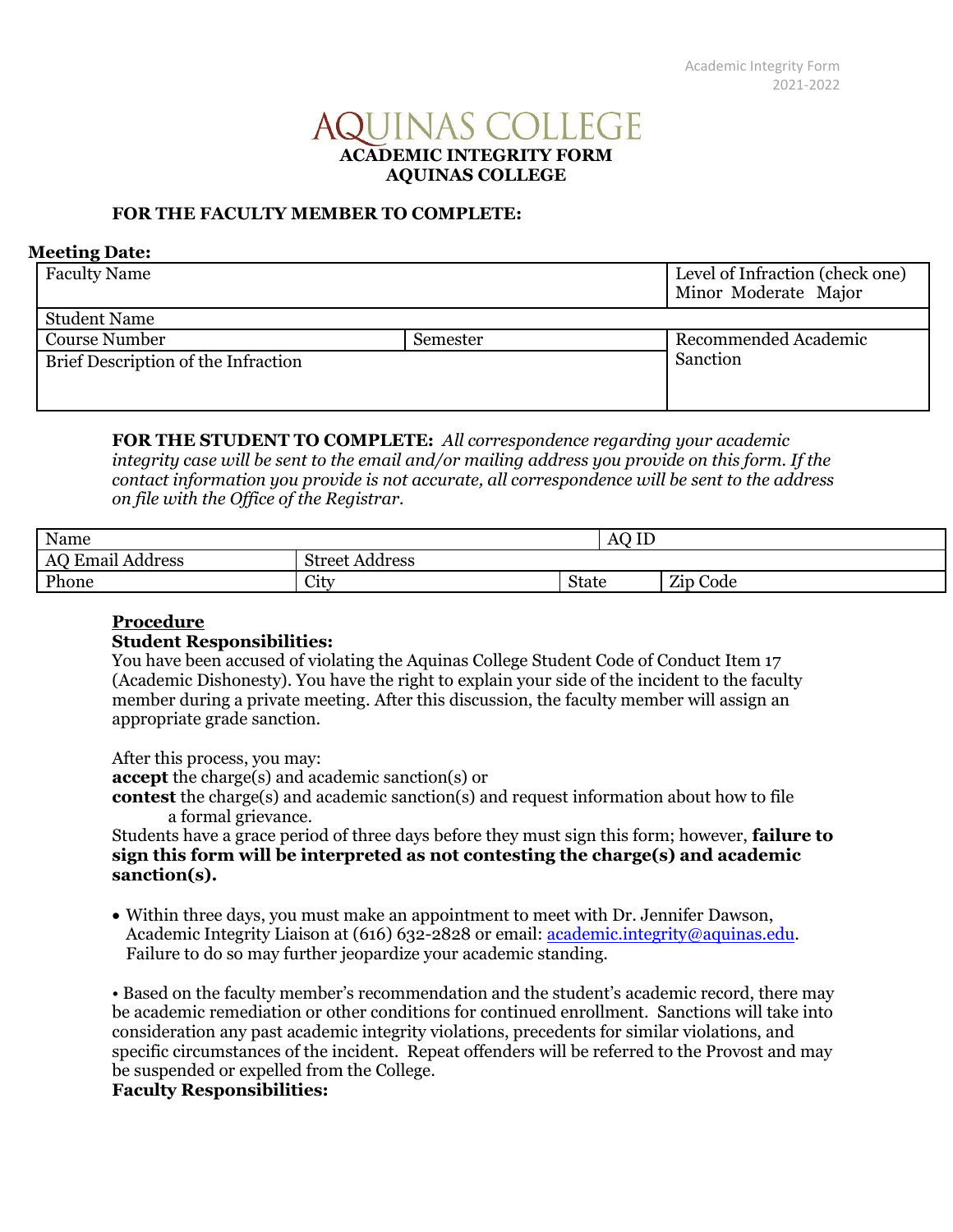# AQUINAS COLLEGE

**ACADEMIC INTEGRITY FORM**
**AQUINAS COLLEGE**

**FOR THE FACULTY MEMBER TO COMPLETE:**

**Meeting Date:**

| Faculty Name | | Level of Infraction (check one) Minor Moderate Major |
|---|---|---|
| Student Name | | |
| Course Number | Semester | Recommended Academic Sanction |
| Brief Description of the Infraction | | |

**FOR THE STUDENT TO COMPLETE:** *All correspondence regarding your academic integrity case will be sent to the email and/or mailing address you provide on this form. If the contact information you provide is not accurate, all correspondence will be sent to the address on file with the Office of the Registrar.*

| Name | | AQ ID | |
|---|---|---|---|
| AQ Email Address | Street Address | | |
| Phone | City | State | Zip Code |

## Procedure

**Student Responsibilities:**

You have been accused of violating the Aquinas College Student Code of Conduct Item 17 (Academic Dishonesty). You have the right to explain your side of the incident to the faculty member during a private meeting. After this discussion, the faculty member will assign an appropriate grade sanction.

After this process, you may:
**accept** the charge(s) and academic sanction(s) or
**contest** the charge(s) and academic sanction(s) and request information about how to file a formal grievance.

Students have a grace period of three days before they must sign this form; however, **failure to sign this form will be interpreted as not contesting the charge(s) and academic sanction(s).**

- Within three days, you must make an appointment to meet with Dr. Jennifer Dawson, Academic Integrity Liaison at (616) 632-2828 or email: academic.integrity@aquinas.edu. Failure to do so may further jeopardize your academic standing.

- Based on the faculty member's recommendation and the student's academic record, there may be academic remediation or other conditions for continued enrollment. Sanctions will take into consideration any past academic integrity violations, precedents for similar violations, and specific circumstances of the incident. Repeat offenders will be referred to the Provost and may be suspended or expelled from the College.

**Faculty Responsibilities:**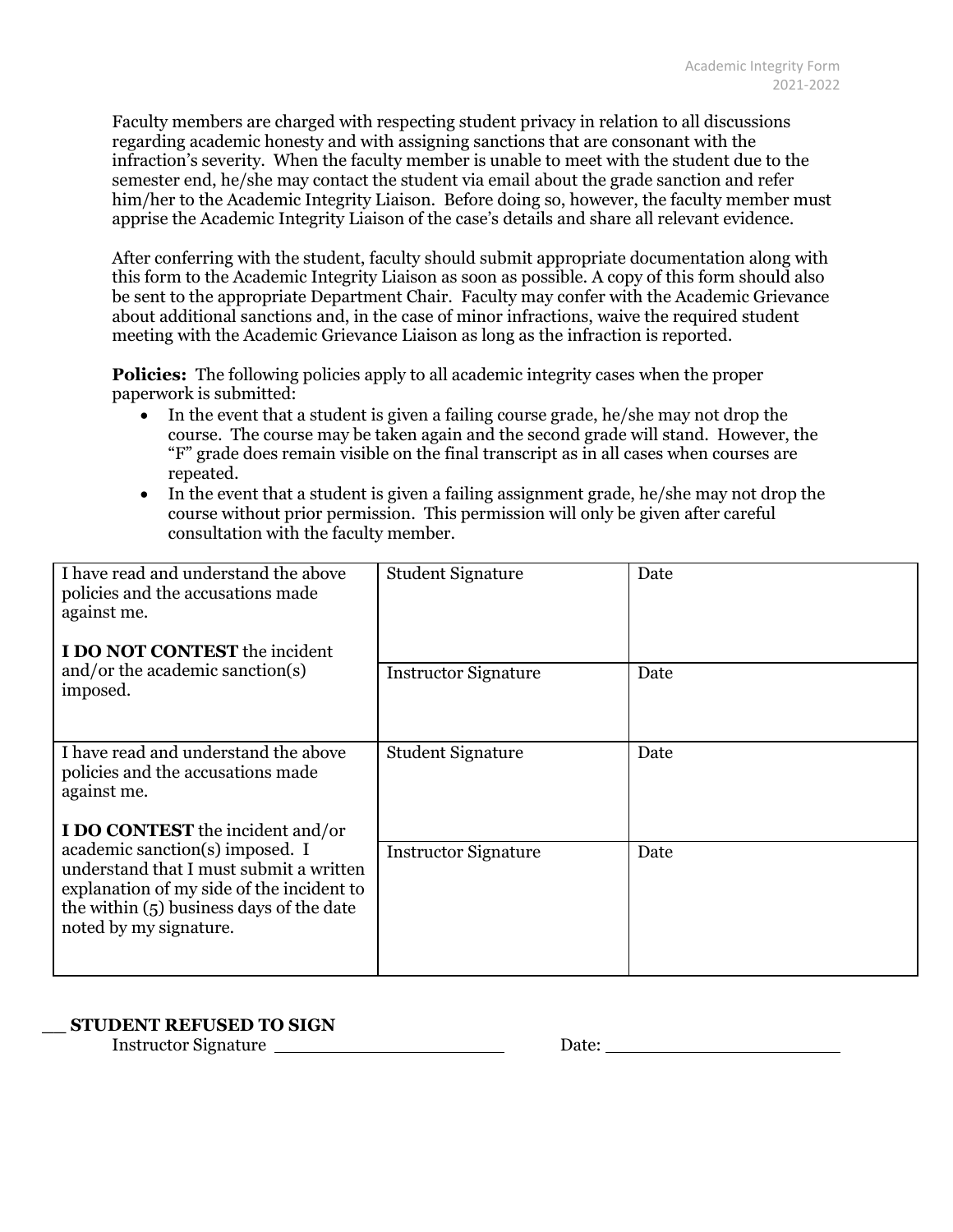Faculty members are charged with respecting student privacy in relation to all discussions regarding academic honesty and with assigning sanctions that are consonant with the infraction's severity. When the faculty member is unable to meet with the student due to the semester end, he/she may contact the student via email about the grade sanction and refer him/her to the Academic Integrity Liaison. Before doing so, however, the faculty member must apprise the Academic Integrity Liaison of the case's details and share all relevant evidence.

After conferring with the student, faculty should submit appropriate documentation along with this form to the Academic Integrity Liaison as soon as possible. A copy of this form should also be sent to the appropriate Department Chair. Faculty may confer with the Academic Grievance about additional sanctions and, in the case of minor infractions, waive the required student meeting with the Academic Grievance Liaison as long as the infraction is reported.

**Policies:** The following policies apply to all academic integrity cases when the proper paperwork is submitted:

- In the event that a student is given a failing course grade, he/she may not drop the course. The course may be taken again and the second grade will stand. However, the "F" grade does remain visible on the final transcript as in all cases when courses are repeated.
- In the event that a student is given a failing assignment grade, he/she may not drop the course without prior permission. This permission will only be given after careful consultation with the faculty member.

| | | |
|---|---|---|
| I have read and understand the above policies and the accusations made against me. **I DO NOT CONTEST** the incident and/or the academic sanction(s) imposed. | Student Signature | Date |
| | Instructor Signature | Date |
| I have read and understand the above policies and the accusations made against me. **I DO CONTEST** the incident and/or academic sanction(s) imposed. I understand that I must submit a written explanation of my side of the incident to the within (5) business days of the date noted by my signature. | Student Signature | Date |
| | Instructor Signature | Date |

**__ STUDENT REFUSED TO SIGN**

Instructor Signature ______________________ Date: ______________________